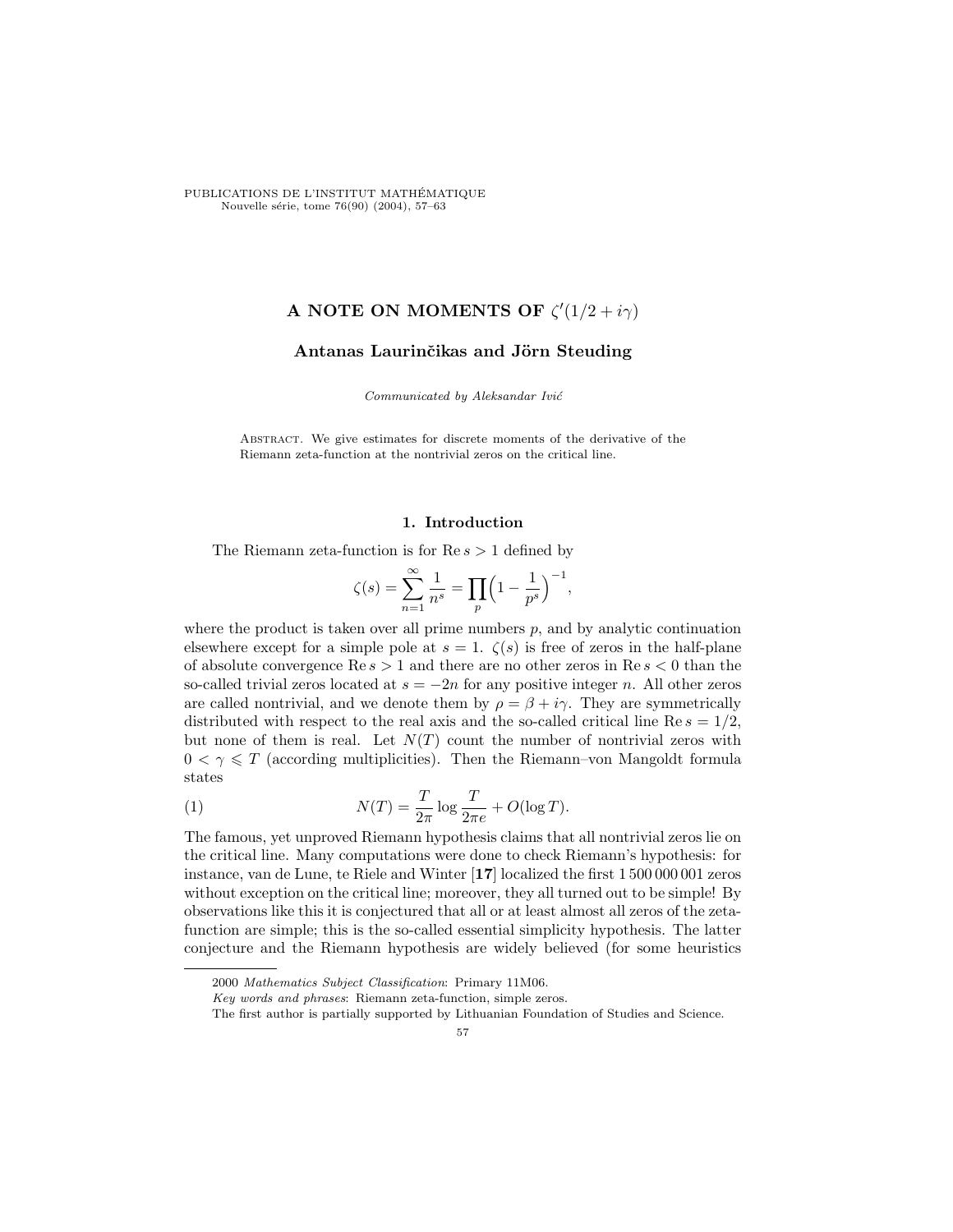# A NOTE ON MOMENTS OF $\zeta'(1/2 + i\gamma)$

**Antanas Laurinčikas and Jörn Steuding**

*Communicated by Aleksandar Ivić*

Abstract. We give estimates for discrete moments of the derivative of the Riemann zeta-function at the nontrivial zeros on the critical line.

## 1. Introduction

The Riemann zeta-function is for $\operatorname{Re} s > 1$ defined by

$$\zeta(s) = \sum_{n=1}^{\infty} \frac{1}{n^s} = \prod_p \Big(1 - \frac{1}{p^s}\Big)^{-1},$$

where the product is taken over all prime numbers $p$, and by analytic continuation elsewhere except for a simple pole at $s = 1$. $\zeta(s)$ is free of zeros in the half-plane of absolute convergence $\operatorname{Re} s > 1$ and there are no other zeros in $\operatorname{Re} s < 0$ than the so-called trivial zeros located at $s = -2n$ for any positive integer $n$. All other zeros are called nontrivial, and we denote them by $\rho = \beta + i\gamma$. They are symmetrically distributed with respect to the real axis and the so-called critical line $\operatorname{Re} s = 1/2$, but none of them is real. Let $N(T)$ count the number of nontrivial zeros with $0 < \gamma \leqslant T$ (according multiplicities). Then the Riemann–von Mangoldt formula states

$$N(T) = \frac{T}{2\pi} \log \frac{T}{2\pi e} + O(\log T). \tag{1}$$

The famous, yet unproved Riemann hypothesis claims that all nontrivial zeros lie on the critical line. Many computations were done to check Riemann's hypothesis: for instance, van de Lune, te Riele and Winter [**17**] localized the first 1 500 000 001 zeros without exception on the critical line; moreover, they all turned out to be simple! By observations like this it is conjectured that all or at least almost all zeros of the zeta-function are simple; this is the so-called essential simplicity hypothesis. The latter conjecture and the Riemann hypothesis are widely believed (for some heuristics

---

2000 *Mathematics Subject Classification*: Primary 11M06.

*Key words and phrases*: Riemann zeta-function, simple zeros.

The first author is partially supported by Lithuanian Foundation of Studies and Science.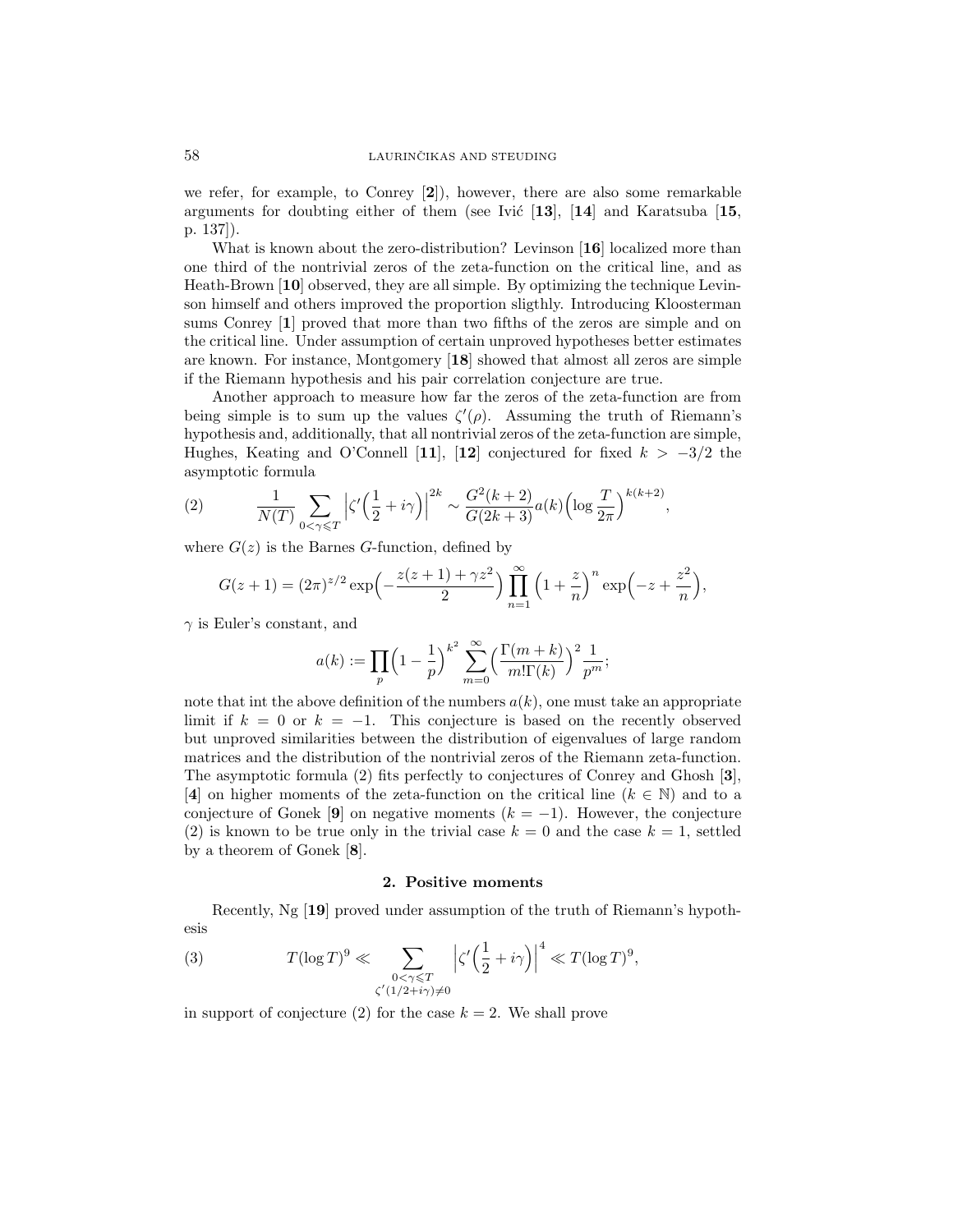we refer, for example, to Conrey [**2**]), however, there are also some remarkable arguments for doubting either of them (see Ivić [**13**], [**14**] and Karatsuba [**15**, p. 137]).

What is known about the zero-distribution? Levinson [**16**] localized more than one third of the nontrivial zeros of the zeta-function on the critical line, and as Heath-Brown [**10**] observed, they are all simple. By optimizing the technique Levinson himself and others improved the proportion sligthly. Introducing Kloosterman sums Conrey [**1**] proved that more than two fifths of the zeros are simple and on the critical line. Under assumption of certain unproved hypotheses better estimates are known. For instance, Montgomery [**18**] showed that almost all zeros are simple if the Riemann hypothesis and his pair correlation conjecture are true.

Another approach to measure how far the zeros of the zeta-function are from being simple is to sum up the values $\zeta'(\rho)$. Assuming the truth of Riemann's hypothesis and, additionally, that all nontrivial zeros of the zeta-function are simple, Hughes, Keating and O'Connell [**11**], [**12**] conjectured for fixed $k > -3/2$ the asymptotic formula

$$\frac{1}{N(T)} \sum_{0<\gamma\leqslant T} \left|\zeta'\Big(\frac{1}{2}+i\gamma\Big)\right|^{2k} \sim \frac{G^2(k+2)}{G(2k+3)} a(k) \Big(\log\frac{T}{2\pi}\Big)^{k(k+2)}, \tag{2}$$

where $G(z)$ is the Barnes $G$-function, defined by

$$G(z+1) = (2\pi)^{z/2} \exp\Big(-\frac{z(z+1)+\gamma z^2}{2}\Big) \prod_{n=1}^{\infty} \Big(1+\frac{z}{n}\Big)^n \exp\Big(-z+\frac{z^2}{n}\Big),$$

$\gamma$ is Euler's constant, and

$$a(k) := \prod_p \Big(1-\frac{1}{p}\Big)^{k^2} \sum_{m=0}^{\infty} \Big(\frac{\Gamma(m+k)}{m!\Gamma(k)}\Big)^2 \frac{1}{p^m};$$

note that int the above definition of the numbers $a(k)$, one must take an appropriate limit if $k = 0$ or $k = -1$. This conjecture is based on the recently observed but unproved similarities between the distribution of eigenvalues of large random matrices and the distribution of the nontrivial zeros of the Riemann zeta-function. The asymptotic formula (2) fits perfectly to conjectures of Conrey and Ghosh [**3**], [**4**] on higher moments of the zeta-function on the critical line ($k \in \mathbb{N}$) and to a conjecture of Gonek [**9**] on negative moments ($k = -1$). However, the conjecture (2) is known to be true only in the trivial case $k = 0$ and the case $k = 1$, settled by a theorem of Gonek [**8**].

## 2. Positive moments

Recently, Ng [**19**] proved under assumption of the truth of Riemann's hypothesis

$$T(\log T)^9 \ll \sum_{\substack{0<\gamma\leqslant T \\ \zeta'(1/2+i\gamma)\neq 0}} \left|\zeta'\Big(\frac{1}{2}+i\gamma\Big)\right|^4 \ll T(\log T)^9, \tag{3}$$

in support of conjecture (2) for the case $k = 2$. We shall prove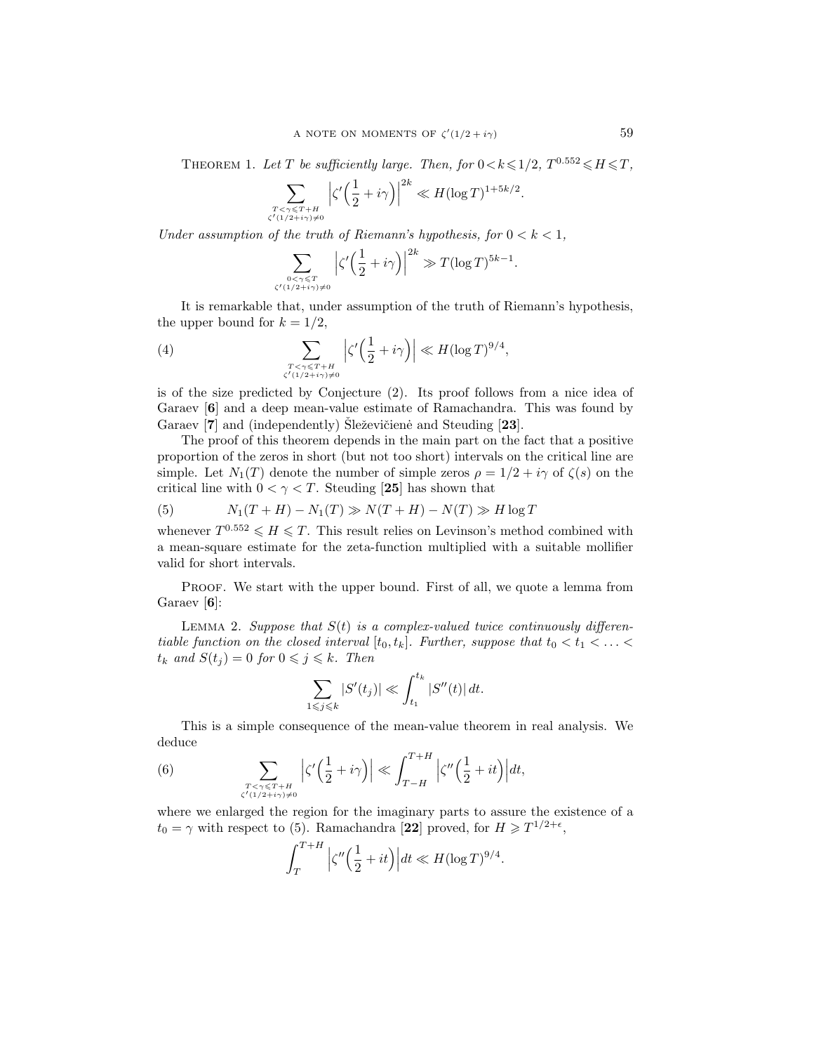THEOREM 1. *Let $T$ be sufficiently large. Then, for $0 < k \leqslant 1/2$, $T^{0.552} \leqslant H \leqslant T$,*

$$\sum_{\substack{T < \gamma \leqslant T+H \\ \zeta'(1/2+i\gamma)\neq 0}} \left|\zeta'\Big(\frac{1}{2}+i\gamma\Big)\right|^{2k} \ll H(\log T)^{1+5k/2}.$$

*Under assumption of the truth of Riemann's hypothesis, for $0 < k < 1$,*

$$\sum_{\substack{0 < \gamma \leqslant T \\ \zeta'(1/2+i\gamma)\neq 0}} \left|\zeta'\Big(\frac{1}{2}+i\gamma\Big)\right|^{2k} \gg T(\log T)^{5k-1}.$$

It is remarkable that, under assumption of the truth of Riemann's hypothesis, the upper bound for $k = 1/2$,

$$\sum_{\substack{T < \gamma \leqslant T+H \\ \zeta'(1/2+i\gamma)\neq 0}} \left|\zeta'\Big(\frac{1}{2}+i\gamma\Big)\right| \ll H(\log T)^{9/4}, \tag{4}$$

is of the size predicted by Conjecture (2). Its proof follows from a nice idea of Garaev [**6**] and a deep mean-value estimate of Ramachandra. This was found by Garaev [**7**] and (independently) Šleževičienė and Steuding [**23**].

The proof of this theorem depends in the main part on the fact that a positive proportion of the zeros in short (but not too short) intervals on the critical line are simple. Let $N_1(T)$ denote the number of simple zeros $\rho = 1/2 + i\gamma$ of $\zeta(s)$ on the critical line with $0 < \gamma < T$. Steuding [**25**] has shown that

$$N_1(T+H) - N_1(T) \gg N(T+H) - N(T) \gg H \log T \tag{5}$$

whenever $T^{0.552} \leqslant H \leqslant T$. This result relies on Levinson's method combined with a mean-square estimate for the zeta-function multiplied with a suitable mollifier valid for short intervals.

PROOF. We start with the upper bound. First of all, we quote a lemma from Garaev [**6**]:

LEMMA 2. *Suppose that $S(t)$ is a complex-valued twice continuously differentiable function on the closed interval $[t_0, t_k]$. Further, suppose that $t_0 < t_1 < \ldots < t_k$ and $S(t_j) = 0$ for $0 \leqslant j \leqslant k$. Then*

$$\sum_{1 \leqslant j \leqslant k} |S'(t_j)| \ll \int_{t_1}^{t_k} |S''(t)|\, dt.$$

This is a simple consequence of the mean-value theorem in real analysis. We deduce

$$\sum_{\substack{T < \gamma \leqslant T+H \\ \zeta'(1/2+i\gamma)\neq 0}} \left|\zeta'\Big(\frac{1}{2}+i\gamma\Big)\right| \ll \int_{T-H}^{T+H} \left|\zeta''\Big(\frac{1}{2}+it\Big)\right| dt, \tag{6}$$

where we enlarged the region for the imaginary parts to assure the existence of a $t_0 = \gamma$ with respect to (5). Ramachandra [**22**] proved, for $H \geqslant T^{1/2+\epsilon}$,

$$\int_T^{T+H} \left|\zeta''\Big(\frac{1}{2}+it\Big)\right| dt \ll H(\log T)^{9/4}.$$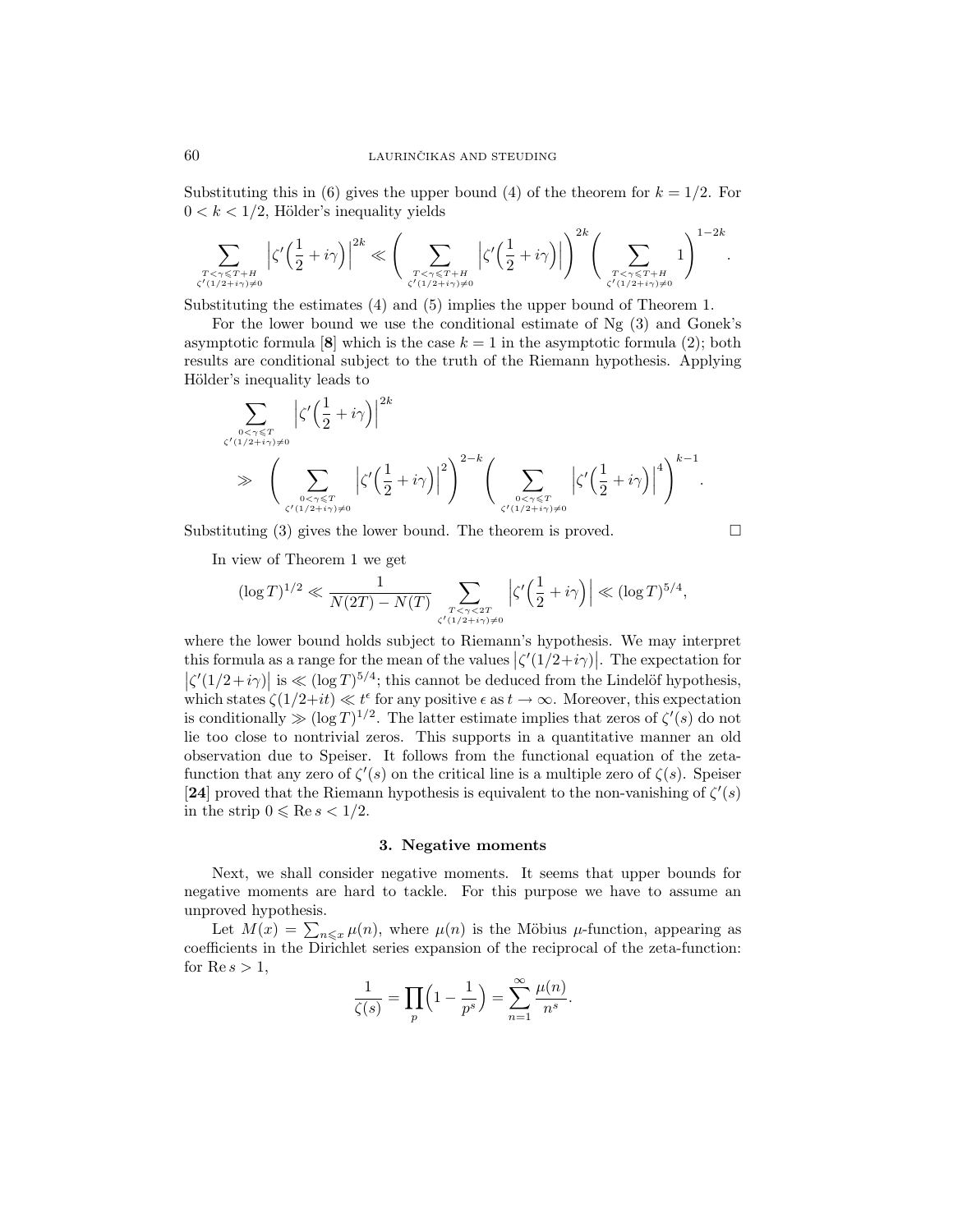Substituting this in (6) gives the upper bound (4) of the theorem for $k = 1/2$. For $0 < k < 1/2$, Hölder's inequality yields

$$\sum_{\substack{T<\gamma\leqslant T+H \\ \zeta'(1/2+i\gamma)\neq 0}} \Big|\zeta'\Big(\frac{1}{2}+i\gamma\Big)\Big|^{2k} \ll \Bigg( \sum_{\substack{T<\gamma\leqslant T+H \\ \zeta'(1/2+i\gamma)\neq 0}} \Big|\zeta'\Big(\frac{1}{2}+i\gamma\Big)\Big| \Bigg)^{2k} \Bigg( \sum_{\substack{T<\gamma\leqslant T+H \\ \zeta'(1/2+i\gamma)\neq 0}} 1 \Bigg)^{1-2k}.$$

Substituting the estimates (4) and (5) implies the upper bound of Theorem 1.

For the lower bound we use the conditional estimate of Ng (3) and Gonek's asymptotic formula [**8**] which is the case $k = 1$ in the asymptotic formula (2); both results are conditional subject to the truth of the Riemann hypothesis. Applying Hölder's inequality leads to

$$\sum_{\substack{0<\gamma\leqslant T \\ \zeta'(1/2+i\gamma)\neq 0}} \Big|\zeta'\Big(\frac{1}{2}+i\gamma\Big)\Big|^{2k}$$
$$\gg \Bigg( \sum_{\substack{0<\gamma\leqslant T \\ \zeta'(1/2+i\gamma)\neq 0}} \Big|\zeta'\Big(\frac{1}{2}+i\gamma\Big)\Big|^{2} \Bigg)^{2-k} \Bigg( \sum_{\substack{0<\gamma\leqslant T \\ \zeta'(1/2+i\gamma)\neq 0}} \Big|\zeta'\Big(\frac{1}{2}+i\gamma\Big)\Big|^{4} \Bigg)^{k-1}.$$

Substituting (3) gives the lower bound. The theorem is proved. □

In view of Theorem 1 we get

$$(\log T)^{1/2} \ll \frac{1}{N(2T)-N(T)} \sum_{\substack{T<\gamma<2T \\ \zeta'(1/2+i\gamma)\neq 0}} \Big|\zeta'\Big(\frac{1}{2}+i\gamma\Big)\Big| \ll (\log T)^{5/4},$$

where the lower bound holds subject to Riemann's hypothesis. We may interpret this formula as a range for the mean of the values $|\zeta'(1/2+i\gamma)|$. The expectation for $|\zeta'(1/2+i\gamma)|$ is $\ll (\log T)^{5/4}$; this cannot be deduced from the Lindelöf hypothesis, which states $\zeta(1/2+it) \ll t^{\epsilon}$ for any positive $\epsilon$ as $t \to \infty$. Moreover, this expectation is conditionally $\gg (\log T)^{1/2}$. The latter estimate implies that zeros of $\zeta'(s)$ do not lie too close to nontrivial zeros. This supports in a quantitative manner an old observation due to Speiser. It follows from the functional equation of the zeta-function that any zero of $\zeta'(s)$ on the critical line is a multiple zero of $\zeta(s)$. Speiser [**24**] proved that the Riemann hypothesis is equivalent to the non-vanishing of $\zeta'(s)$ in the strip $0 \leqslant \operatorname{Re} s < 1/2$.

## 3. Negative moments

Next, we shall consider negative moments. It seems that upper bounds for negative moments are hard to tackle. For this purpose we have to assume an unproved hypothesis.

Let $M(x) = \sum_{n\leqslant x} \mu(n)$, where $\mu(n)$ is the Möbius $\mu$-function, appearing as coefficients in the Dirichlet series expansion of the reciprocal of the zeta-function: for $\operatorname{Re} s > 1$,

$$\frac{1}{\zeta(s)} = \prod_p \Big(1 - \frac{1}{p^s}\Big) = \sum_{n=1}^{\infty} \frac{\mu(n)}{n^s}.$$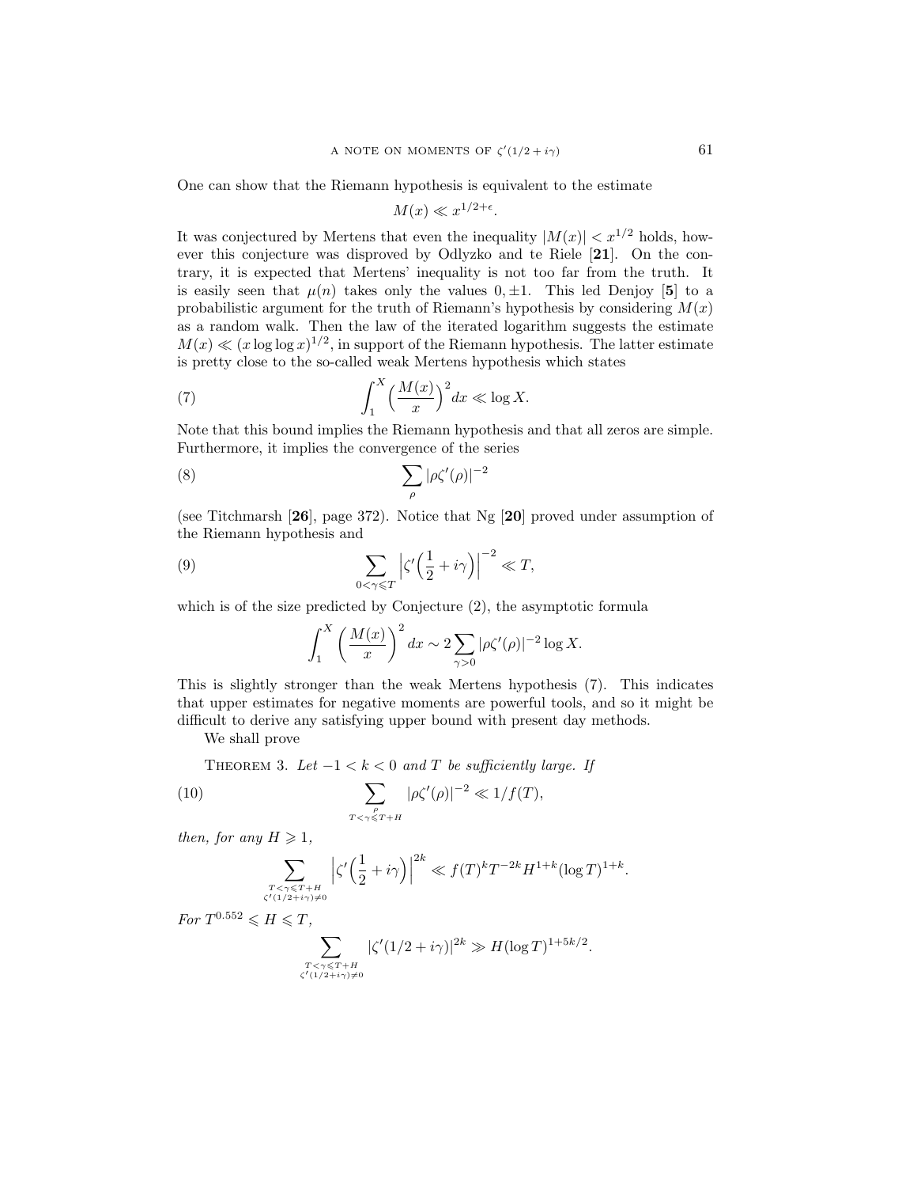One can show that the Riemann hypothesis is equivalent to the estimate

$$M(x) \ll x^{1/2+\epsilon}.$$

It was conjectured by Mertens that even the inequality $|M(x)| < x^{1/2}$ holds, however this conjecture was disproved by Odlyzko and te Riele [**21**]. On the contrary, it is expected that Mertens' inequality is not too far from the truth. It is easily seen that $\mu(n)$ takes only the values $0, \pm 1$. This led Denjoy [**5**] to a probabilistic argument for the truth of Riemann's hypothesis by considering $M(x)$ as a random walk. Then the law of the iterated logarithm suggests the estimate $M(x) \ll (x \log\log x)^{1/2}$, in support of the Riemann hypothesis. The latter estimate is pretty close to the so-called weak Mertens hypothesis which states

$$\int_1^X \Big(\frac{M(x)}{x}\Big)^2 dx \ll \log X. \tag{7}$$

Note that this bound implies the Riemann hypothesis and that all zeros are simple. Furthermore, it implies the convergence of the series

$$\sum_\rho |\rho\zeta'(\rho)|^{-2} \tag{8}$$

(see Titchmarsh [**26**], page 372). Notice that Ng [**20**] proved under assumption of the Riemann hypothesis and

$$\sum_{0<\gamma\leqslant T} \Big|\zeta'\Big(\frac{1}{2}+i\gamma\Big)\Big|^{-2} \ll T, \tag{9}$$

which is of the size predicted by Conjecture (2), the asymptotic formula

$$\int_1^X \left(\frac{M(x)}{x}\right)^2 dx \sim 2\sum_{\gamma>0} |\rho\zeta'(\rho)|^{-2} \log X.$$

This is slightly stronger than the weak Mertens hypothesis (7). This indicates that upper estimates for negative moments are powerful tools, and so it might be difficult to derive any satisfying upper bound with present day methods.

We shall prove

Theorem 3. *Let $-1 < k < 0$ and $T$ be sufficiently large. If*

$$\sum_{\substack{\rho \\ T<\gamma\leqslant T+H}} |\rho\zeta'(\rho)|^{-2} \ll 1/f(T), \tag{10}$$

*then, for any $H \geqslant 1$,*

$$\sum_{\substack{T<\gamma\leqslant T+H \\ \zeta'(1/2+i\gamma)\neq 0}} \Big|\zeta'\Big(\frac{1}{2}+i\gamma\Big)\Big|^{2k} \ll f(T)^k T^{-2k} H^{1+k} (\log T)^{1+k}.$$

*For $T^{0.552} \leqslant H \leqslant T$,*

$$\sum_{\substack{T<\gamma\leqslant T+H \\ \zeta'(1/2+i\gamma)\neq 0}} |\zeta'(1/2+i\gamma)|^{2k} \gg H(\log T)^{1+5k/2}.$$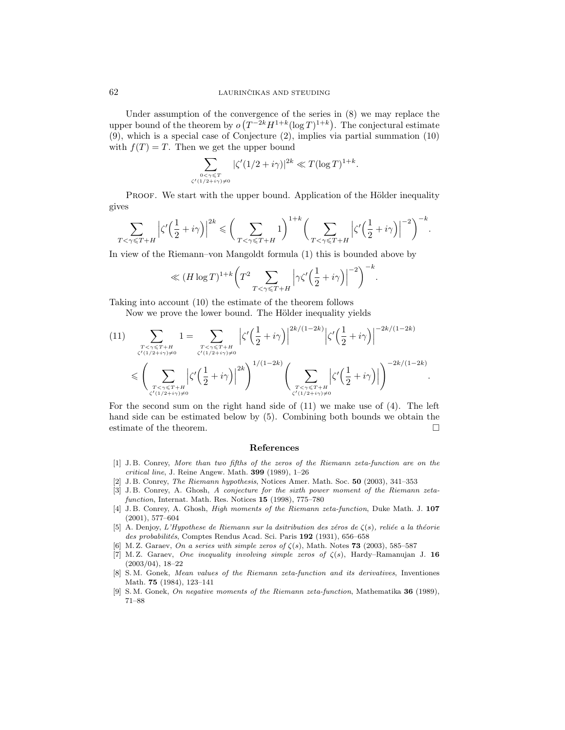Under assumption of the convergence of the series in (8) we may replace the upper bound of the theorem by $o\big(T^{-2k}H^{1+k}(\log T)^{1+k}\big)$. The conjectural estimate (9), which is a special case of Conjecture (2), implies via partial summation (10) with $f(T) = T$. Then we get the upper bound

$$\sum_{\substack{0<\gamma\leqslant T\\ \zeta'(1/2+i\gamma)\neq 0}} |\zeta'(1/2+i\gamma)|^{2k} \ll T(\log T)^{1+k}.$$

Proof. We start with the upper bound. Application of the Hölder inequality gives

$$\sum_{T<\gamma\leqslant T+H} \Big|\zeta'\Big(\frac{1}{2}+i\gamma\Big)\Big|^{2k} \leqslant \bigg(\sum_{T<\gamma\leqslant T+H} 1\bigg)^{1+k} \bigg(\sum_{T<\gamma\leqslant T+H} \Big|\zeta'\Big(\frac{1}{2}+i\gamma\Big)\Big|^{-2}\bigg)^{-k}.$$

In view of the Riemann–von Mangoldt formula (1) this is bounded above by

$$\ll (H\log T)^{1+k}\bigg(T^2 \sum_{T<\gamma\leqslant T+H} \Big|\gamma\zeta'\Big(\frac{1}{2}+i\gamma\Big)\Big|^{-2}\bigg)^{-k}.$$

Taking into account (10) the estimate of the theorem follows

Now we prove the lower bound. The Hölder inequality yields

$$\begin{aligned}(11)\qquad \sum_{\substack{T<\gamma\leqslant T+H\\ \zeta'(1/2+i\gamma)\neq 0}} 1 &= \sum_{\substack{T<\gamma\leqslant T+H\\ \zeta'(1/2+i\gamma)\neq 0}} \Big|\zeta'\Big(\frac{1}{2}+i\gamma\Big)\Big|^{2k/(1-2k)}\Big|\zeta'\Big(\frac{1}{2}+i\gamma\Big)\Big|^{-2k/(1-2k)}\\ &\leqslant \bigg(\sum_{\substack{T<\gamma\leqslant T+H\\ \zeta'(1/2+i\gamma)\neq 0}} \Big|\zeta'\Big(\frac{1}{2}+i\gamma\Big)\Big|^{2k}\bigg)^{1/(1-2k)} \bigg(\sum_{\substack{T<\gamma\leqslant T+H\\ \zeta'(1/2+i\gamma)\neq 0}} \Big|\zeta'\Big(\frac{1}{2}+i\gamma\Big)\Big|\bigg)^{-2k/(1-2k)}.\end{aligned}$$

For the second sum on the right hand side of (11) we make use of (4). The left hand side can be estimated below by (5). Combining both bounds we obtain the estimate of the theorem. □

## References

[1] J. B. Conrey, *More than two fifths of the zeros of the Riemann zeta-function are on the critical line*, J. Reine Angew. Math. **399** (1989), 1–26

[2] J. B. Conrey, *The Riemann hypothesis*, Notices Amer. Math. Soc. **50** (2003), 341–353

[3] J. B. Conrey, A. Ghosh, *A conjecture for the sixth power moment of the Riemann zeta-function*, Internat. Math. Res. Notices **15** (1998), 775–780

[4] J. B. Conrey, A. Ghosh, *High moments of the Riemann zeta-function*, Duke Math. J. **107** (2001), 577–604

[5] A. Denjoy, *L'Hypothese de Riemann sur la dsitribution des zéros de $\zeta(s)$, reliée a la théorie des probabilités*, Comptes Rendus Acad. Sci. Paris **192** (1931), 656–658

[6] M. Z. Garaev, *On a series with simple zeros of $\zeta(s)$*, Math. Notes **73** (2003), 585–587

[7] M. Z. Garaev, *One inequality involving simple zeros of $\zeta(s)$*, Hardy–Ramanujan J. **16** (2003/04), 18–22

[8] S. M. Gonek, *Mean values of the Riemann zeta-function and its derivatives*, Inventiones Math. **75** (1984), 123–141

[9] S. M. Gonek, *On negative moments of the Riemann zeta-function*, Mathematika **36** (1989), 71–88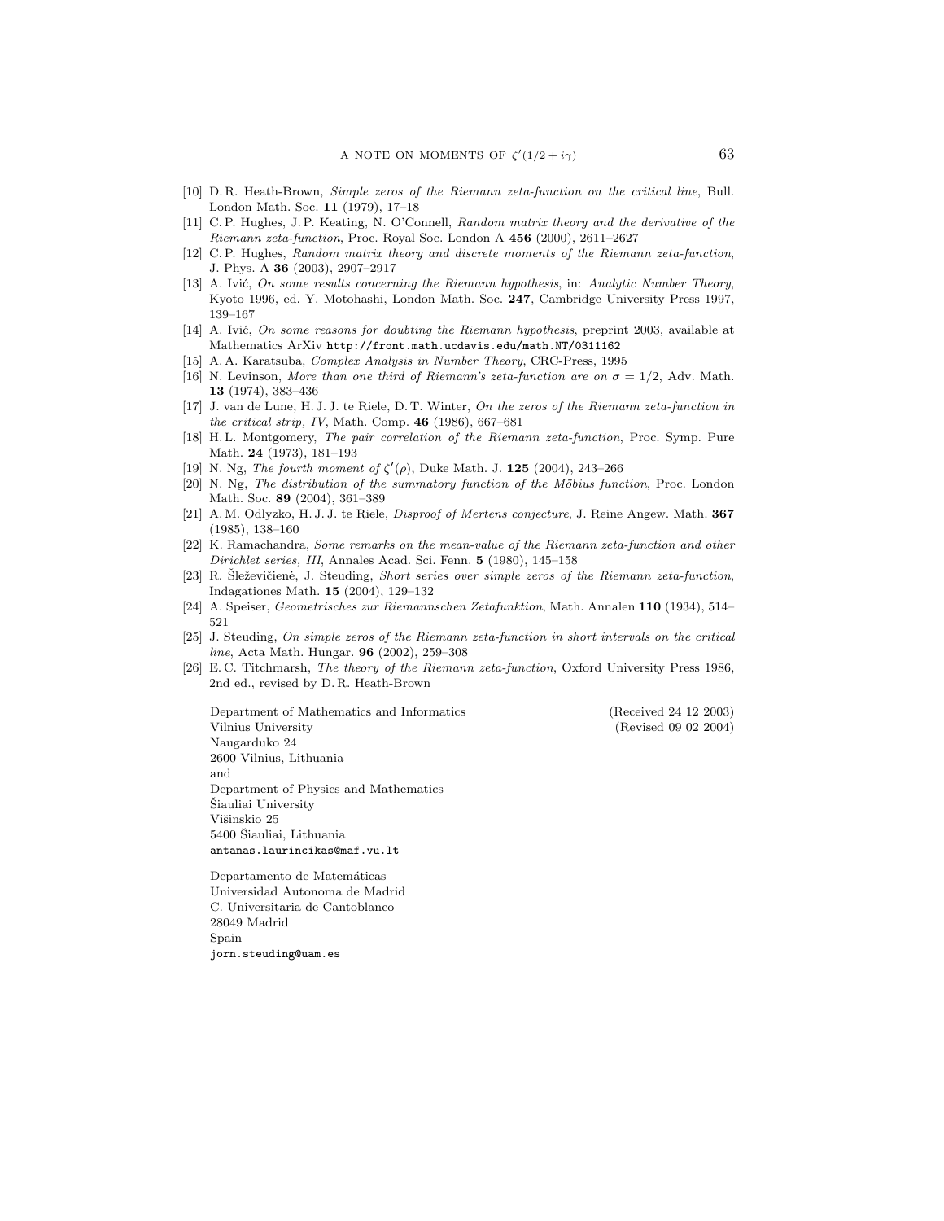[10] D. R. Heath-Brown, *Simple zeros of the Riemann zeta-function on the critical line*, Bull. London Math. Soc. **11** (1979), 17–18

[11] C. P. Hughes, J. P. Keating, N. O'Connell, *Random matrix theory and the derivative of the Riemann zeta-function*, Proc. Royal Soc. London A **456** (2000), 2611–2627

[12] C. P. Hughes, *Random matrix theory and discrete moments of the Riemann zeta-function*, J. Phys. A **36** (2003), 2907–2917

[13] A. Ivić, *On some results concerning the Riemann hypothesis*, in: *Analytic Number Theory*, Kyoto 1996, ed. Y. Motohashi, London Math. Soc. **247**, Cambridge University Press 1997, 139–167

[14] A. Ivić, *On some reasons for doubting the Riemann hypothesis*, preprint 2003, available at Mathematics ArXiv `http://front.math.ucdavis.edu/math.NT/0311162`

[15] A. A. Karatsuba, *Complex Analysis in Number Theory*, CRC-Press, 1995

[16] N. Levinson, *More than one third of Riemann's zeta-function are on $\sigma = 1/2$*, Adv. Math. **13** (1974), 383–436

[17] J. van de Lune, H. J. J. te Riele, D. T. Winter, *On the zeros of the Riemann zeta-function in the critical strip, IV*, Math. Comp. **46** (1986), 667–681

[18] H. L. Montgomery, *The pair correlation of the Riemann zeta-function*, Proc. Symp. Pure Math. **24** (1973), 181–193

[19] N. Ng, *The fourth moment of $\zeta'(\rho)$*, Duke Math. J. **125** (2004), 243–266

[20] N. Ng, *The distribution of the summatory function of the Möbius function*, Proc. London Math. Soc. **89** (2004), 361–389

[21] A. M. Odlyzko, H. J. J. te Riele, *Disproof of Mertens conjecture*, J. Reine Angew. Math. **367** (1985), 138–160

[22] K. Ramachandra, *Some remarks on the mean-value of the Riemann zeta-function and other Dirichlet series, III*, Annales Acad. Sci. Fenn. **5** (1980), 145–158

[23] R. Šleževičienė, J. Steuding, *Short series over simple zeros of the Riemann zeta-function*, Indagationes Math. **15** (2004), 129–132

[24] A. Speiser, *Geometrisches zur Riemannschen Zetafunktion*, Math. Annalen **110** (1934), 514–521

[25] J. Steuding, *On simple zeros of the Riemann zeta-function in short intervals on the critical line*, Acta Math. Hungar. **96** (2002), 259–308

[26] E. C. Titchmarsh, *The theory of the Riemann zeta-function*, Oxford University Press 1986, 2nd ed., revised by D. R. Heath-Brown

Department of Mathematics and Informatics
Vilnius University
Naugarduko 24
2600 Vilnius, Lithuania
and
Department of Physics and Mathematics
Šiauliai University
Višinskio 25
5400 Šiauliai, Lithuania
`antanas.laurincikas@maf.vu.lt`

(Received 24 12 2003)
(Revised 09 02 2004)

Departamento de Matemáticas
Universidad Autonoma de Madrid
C. Universitaria de Cantoblanco
28049 Madrid
Spain
`jorn.steuding@uam.es`